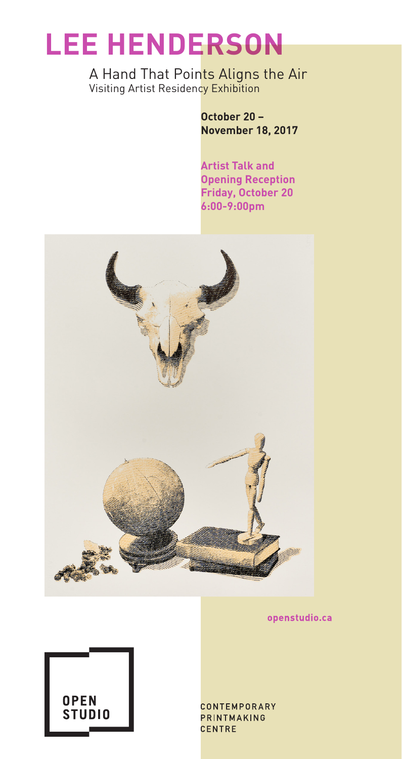# LEE HENDERSON

A Hand That Points Aligns the Air
Visiting Artist Residency Exhibition

**October 20 – November 18, 2017**

**Artist Talk and Opening Reception**
**Friday, October 20**
**6:00-9:00pm**

**openstudio.ca**

OPEN STUDIO

CONTEMPORARY PRINTMAKING CENTRE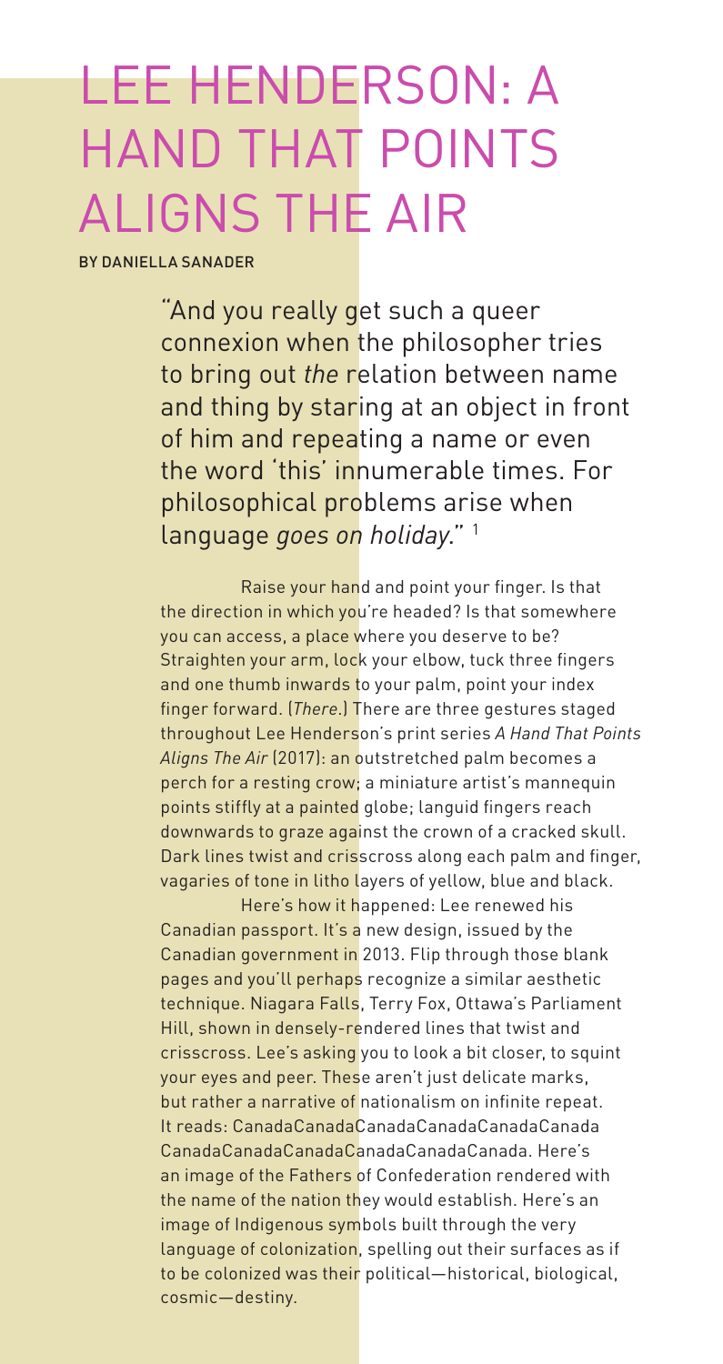# LEE HENDERSON: A HAND THAT POINTS ALIGNS THE AIR

BY DANIELLA SANADER

> "And you really get such a queer connexion when the philosopher tries to bring out *the* relation between name and thing by staring at an object in front of him and repeating a name or even the word 'this' innumerable times. For philosophical problems arise when language *goes on holiday*." [1]

Raise your hand and point your finger. Is that the direction in which you're headed? Is that somewhere you can access, a place where you deserve to be? Straighten your arm, lock your elbow, tuck three fingers and one thumb inwards to your palm, point your index finger forward. (*There*.) There are three gestures staged throughout Lee Henderson's print series *A Hand That Points Aligns The Air* (2017): an outstretched palm becomes a perch for a resting crow; a miniature artist's mannequin points stiffly at a painted globe; languid fingers reach downwards to graze against the crown of a cracked skull. Dark lines twist and crisscross along each palm and finger, vagaries of tone in litho layers of yellow, blue and black.

Here's how it happened: Lee renewed his Canadian passport. It's a new design, issued by the Canadian government in 2013. Flip through those blank pages and you'll perhaps recognize a similar aesthetic technique. Niagara Falls, Terry Fox, Ottawa's Parliament Hill, shown in densely-rendered lines that twist and crisscross. Lee's asking you to look a bit closer, to squint your eyes and peer. These aren't just delicate marks, but rather a narrative of nationalism on infinite repeat. It reads: CanadaCanadaCanadaCanadaCanadaCanada CanadaCanadaCanadaCanadaCanadaCanada. Here's an image of the Fathers of Confederation rendered with the name of the nation they would establish. Here's an image of Indigenous symbols built through the very language of colonization, spelling out their surfaces as if to be colonized was their political—historical, biological, cosmic—destiny.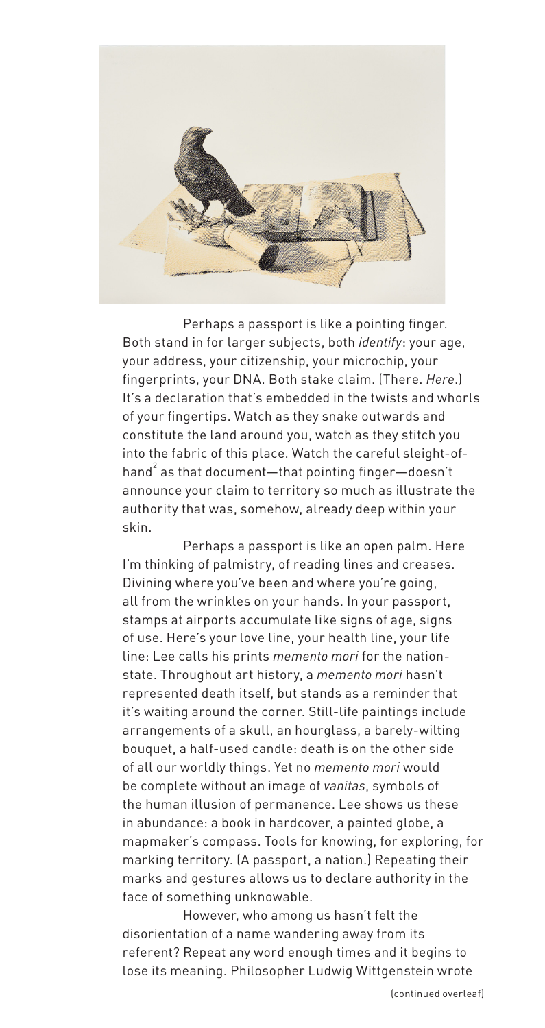Perhaps a passport is like a pointing finger. Both stand in for larger subjects, both *identify*: your age, your address, your citizenship, your microchip, your fingerprints, your DNA. Both stake claim. (There. *Here*.) It's a declaration that's embedded in the twists and whorls of your fingertips. Watch as they snake outwards and constitute the land around you, watch as they stitch you into the fabric of this place. Watch the careful sleight-of-hand[2] as that document—that pointing finger—doesn't announce your claim to territory so much as illustrate the authority that was, somehow, already deep within your skin.

Perhaps a passport is like an open palm. Here I'm thinking of palmistry, of reading lines and creases. Divining where you've been and where you're going, all from the wrinkles on your hands. In your passport, stamps at airports accumulate like signs of age, signs of use. Here's your love line, your health line, your life line: Lee calls his prints *memento mori* for the nation-state. Throughout art history, a *memento mori* hasn't represented death itself, but stands as a reminder that it's waiting around the corner. Still-life paintings include arrangements of a skull, an hourglass, a barely-wilting bouquet, a half-used candle: death is on the other side of all our worldly things. Yet no *memento mori* would be complete without an image of *vanitas*, symbols of the human illusion of permanence. Lee shows us these in abundance: a book in hardcover, a painted globe, a mapmaker's compass. Tools for knowing, for exploring, for marking territory. (A passport, a nation.) Repeating their marks and gestures allows us to declare authority in the face of something unknowable.

However, who among us hasn't felt the disorientation of a name wandering away from its referent? Repeat any word enough times and it begins to lose its meaning. Philosopher Ludwig Wittgenstein wrote

(continued overleaf)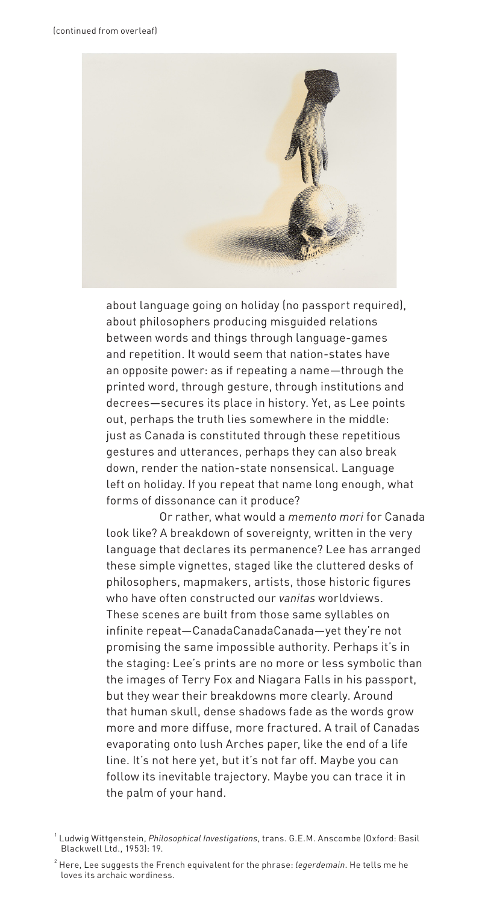(continued from overleaf)

about language going on holiday (no passport required), about philosophers producing misguided relations between words and things through language-games and repetition. It would seem that nation-states have an opposite power: as if repeating a name—through the printed word, through gesture, through institutions and decrees—secures its place in history. Yet, as Lee points out, perhaps the truth lies somewhere in the middle: just as Canada is constituted through these repetitious gestures and utterances, perhaps they can also break down, render the nation-state nonsensical. Language left on holiday. If you repeat that name long enough, what forms of dissonance can it produce?

Or rather, what would a *memento mori* for Canada look like? A breakdown of sovereignty, written in the very language that declares its permanence? Lee has arranged these simple vignettes, staged like the cluttered desks of philosophers, mapmakers, artists, those historic figures who have often constructed our *vanitas* worldviews. These scenes are built from those same syllables on infinite repeat—CanadaCanadaCanada—yet they're not promising the same impossible authority. Perhaps it's in the staging: Lee's prints are no more or less symbolic than the images of Terry Fox and Niagara Falls in his passport, but they wear their breakdowns more clearly. Around that human skull, dense shadows fade as the words grow more and more diffuse, more fractured. A trail of Canadas evaporating onto lush Arches paper, like the end of a life line. It's not here yet, but it's not far off. Maybe you can follow its inevitable trajectory. Maybe you can trace it in the palm of your hand.

[1] Ludwig Wittgenstein, *Philosophical Investigations*, trans. G.E.M. Anscombe (Oxford: Basil Blackwell Ltd., 1953): 19.

[2] Here, Lee suggests the French equivalent for the phrase: *legerdemain*. He tells me he loves its archaic wordiness.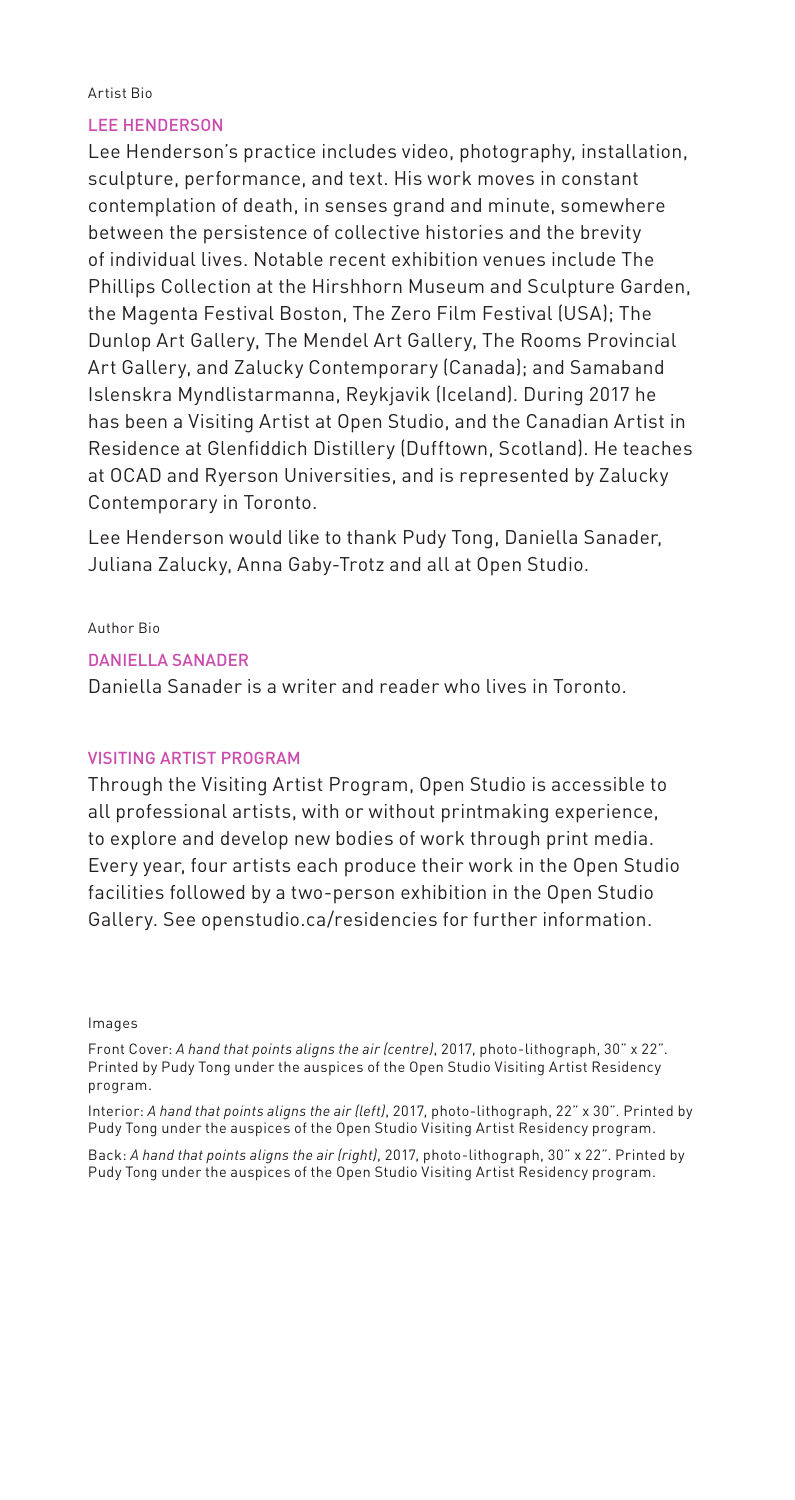Artist Bio

## LEE HENDERSON

Lee Henderson's practice includes video, photography, installation, sculpture, performance, and text. His work moves in constant contemplation of death, in senses grand and minute, somewhere between the persistence of collective histories and the brevity of individual lives. Notable recent exhibition venues include The Phillips Collection at the Hirshhorn Museum and Sculpture Garden, the Magenta Festival Boston, The Zero Film Festival (USA); The Dunlop Art Gallery, The Mendel Art Gallery, The Rooms Provincial Art Gallery, and Zalucky Contemporary (Canada); and Samaband Islenskra Myndlistarmanna, Reykjavik (Iceland). During 2017 he has been a Visiting Artist at Open Studio, and the Canadian Artist in Residence at Glenfiddich Distillery (Dufftown, Scotland). He teaches at OCAD and Ryerson Universities, and is represented by Zalucky Contemporary in Toronto.

Lee Henderson would like to thank Pudy Tong, Daniella Sanader, Juliana Zalucky, Anna Gaby-Trotz and all at Open Studio.

Author Bio

## DANIELLA SANADER

Daniella Sanader is a writer and reader who lives in Toronto.

## VISITING ARTIST PROGRAM

Through the Visiting Artist Program, Open Studio is accessible to all professional artists, with or without printmaking experience, to explore and develop new bodies of work through print media. Every year, four artists each produce their work in the Open Studio facilities followed by a two-person exhibition in the Open Studio Gallery. See openstudio.ca/residencies for further information.

Images

Front Cover: *A hand that points aligns the air (centre)*, 2017, photo-lithograph, 30" x 22". Printed by Pudy Tong under the auspices of the Open Studio Visiting Artist Residency program.

Interior: *A hand that points aligns the air (left)*, 2017, photo-lithograph, 22" x 30". Printed by Pudy Tong under the auspices of the Open Studio Visiting Artist Residency program.

Back: *A hand that points aligns the air (right)*, 2017, photo-lithograph, 30" x 22". Printed by Pudy Tong under the auspices of the Open Studio Visiting Artist Residency program.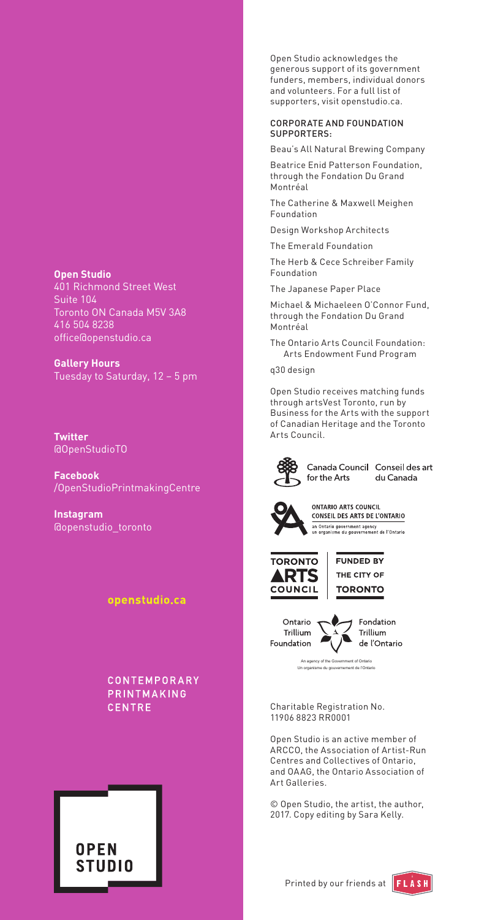**Open Studio**
401 Richmond Street West
Suite 104
Toronto ON Canada M5V 3A8
416 504 8238
office@openstudio.ca

**Gallery Hours**
Tuesday to Saturday, 12 – 5 pm

**Twitter**
@OpenStudioTO

**Facebook**
/OpenStudioPrintmakingCentre

**Instagram**
@openstudio_toronto

**openstudio.ca**

CONTEMPORARY PRINTMAKING CENTRE

OPEN STUDIO

Open Studio acknowledges the generous support of its government funders, members, individual donors and volunteers. For a full list of supporters, visit openstudio.ca.

CORPORATE AND FOUNDATION SUPPORTERS:

Beau's All Natural Brewing Company

Beatrice Enid Patterson Foundation, through the Fondation Du Grand Montréal

The Catherine & Maxwell Meighen Foundation

Design Workshop Architects

The Emerald Foundation

The Herb & Cece Schreiber Family Foundation

The Japanese Paper Place

Michael & Michaeleen O'Connor Fund, through the Fondation Du Grand Montréal

The Ontario Arts Council Foundation: Arts Endowment Fund Program

q30 design

Open Studio receives matching funds through artsVest Toronto, run by Business for the Arts with the support of Canadian Heritage and the Toronto Arts Council.

Canada Council for the Arts | Conseil des arts du Canada

ONTARIO ARTS COUNCIL
CONSEIL DES ARTS DE L'ONTARIO
an Ontario government agency
un organisme du gouvernement de l'Ontario

TORONTO ARTS COUNCIL | FUNDED BY THE CITY OF TORONTO

Ontario Trillium Foundation | Fondation Trillium de l'Ontario
An agency of the Government of Ontario
Un organisme du gouvernement de l'Ontario

Charitable Registration No. 11906 8823 RR0001

Open Studio is an active member of ARCCO, the Association of Artist-Run Centres and Collectives of Ontario, and OAAG, the Ontario Association of Art Galleries.

© Open Studio, the artist, the author, 2017. Copy editing by Sara Kelly.

Printed by our friends at FLASH